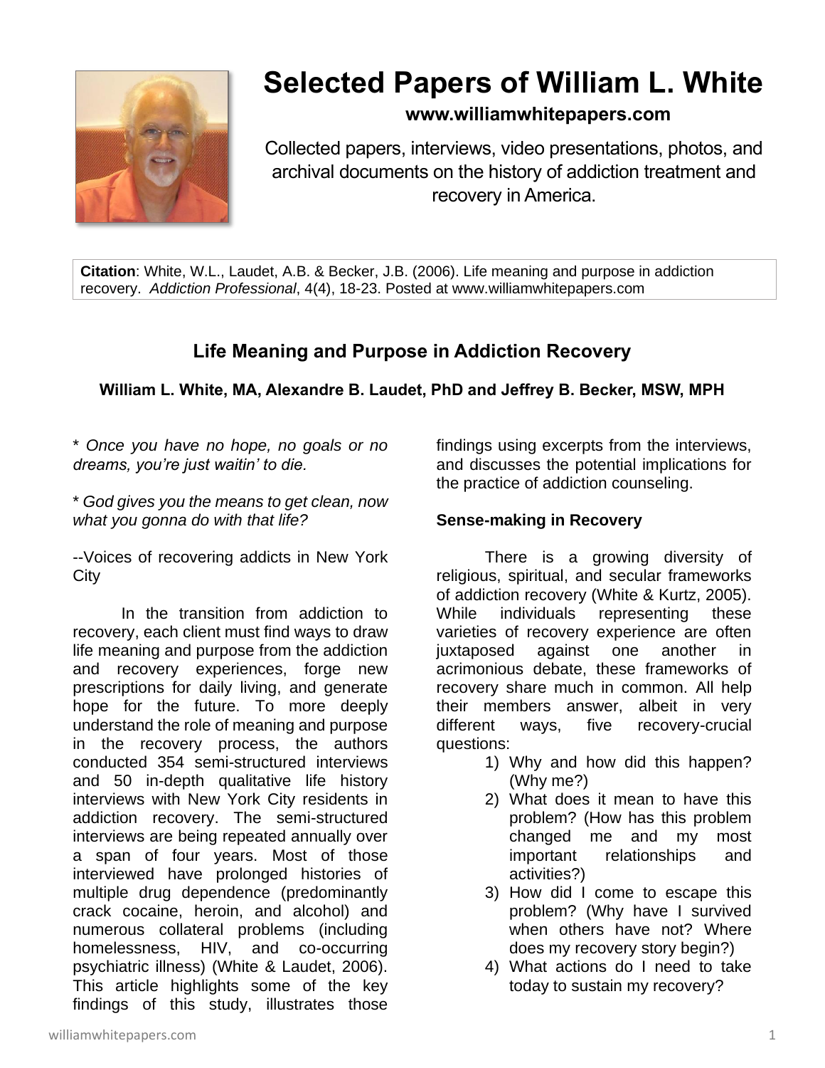# Selected Papers of William L. White

**www.williamwhitepapers.com**

Collected papers, interviews, video presentations, photos, and archival documents on the history of addiction treatment and recovery in America.

**Citation**: White, W.L., Laudet, A.B. & Becker, J.B. (2006). Life meaning and purpose in addiction recovery. *Addiction Professional*, 4(4), 18-23. Posted at www.williamwhitepapers.com

## Life Meaning and Purpose in Addiction Recovery

**William L. White, MA, Alexandre B. Laudet, PhD and Jeffrey B. Becker, MSW, MPH**

\* *Once you have no hope, no goals or no dreams, you're just waitin' to die.*

\* *God gives you the means to get clean, now what you gonna do with that life?*

--Voices of recovering addicts in New York City

In the transition from addiction to recovery, each client must find ways to draw life meaning and purpose from the addiction and recovery experiences, forge new prescriptions for daily living, and generate hope for the future. To more deeply understand the role of meaning and purpose in the recovery process, the authors conducted 354 semi-structured interviews and 50 in-depth qualitative life history interviews with New York City residents in addiction recovery. The semi-structured interviews are being repeated annually over a span of four years. Most of those interviewed have prolonged histories of multiple drug dependence (predominantly crack cocaine, heroin, and alcohol) and numerous collateral problems (including homelessness, HIV, and co-occurring psychiatric illness) (White & Laudet, 2006). This article highlights some of the key findings of this study, illustrates those findings using excerpts from the interviews, and discusses the potential implications for the practice of addiction counseling.

### Sense-making in Recovery

There is a growing diversity of religious, spiritual, and secular frameworks of addiction recovery (White & Kurtz, 2005). While individuals representing these varieties of recovery experience are often juxtaposed against one another in acrimonious debate, these frameworks of recovery share much in common. All help their members answer, albeit in very different ways, five recovery-crucial questions:

1) Why and how did this happen? (Why me?)
2) What does it mean to have this problem? (How has this problem changed me and my most important relationships and activities?)
3) How did I come to escape this problem? (Why have I survived when others have not? Where does my recovery story begin?)
4) What actions do I need to take today to sustain my recovery?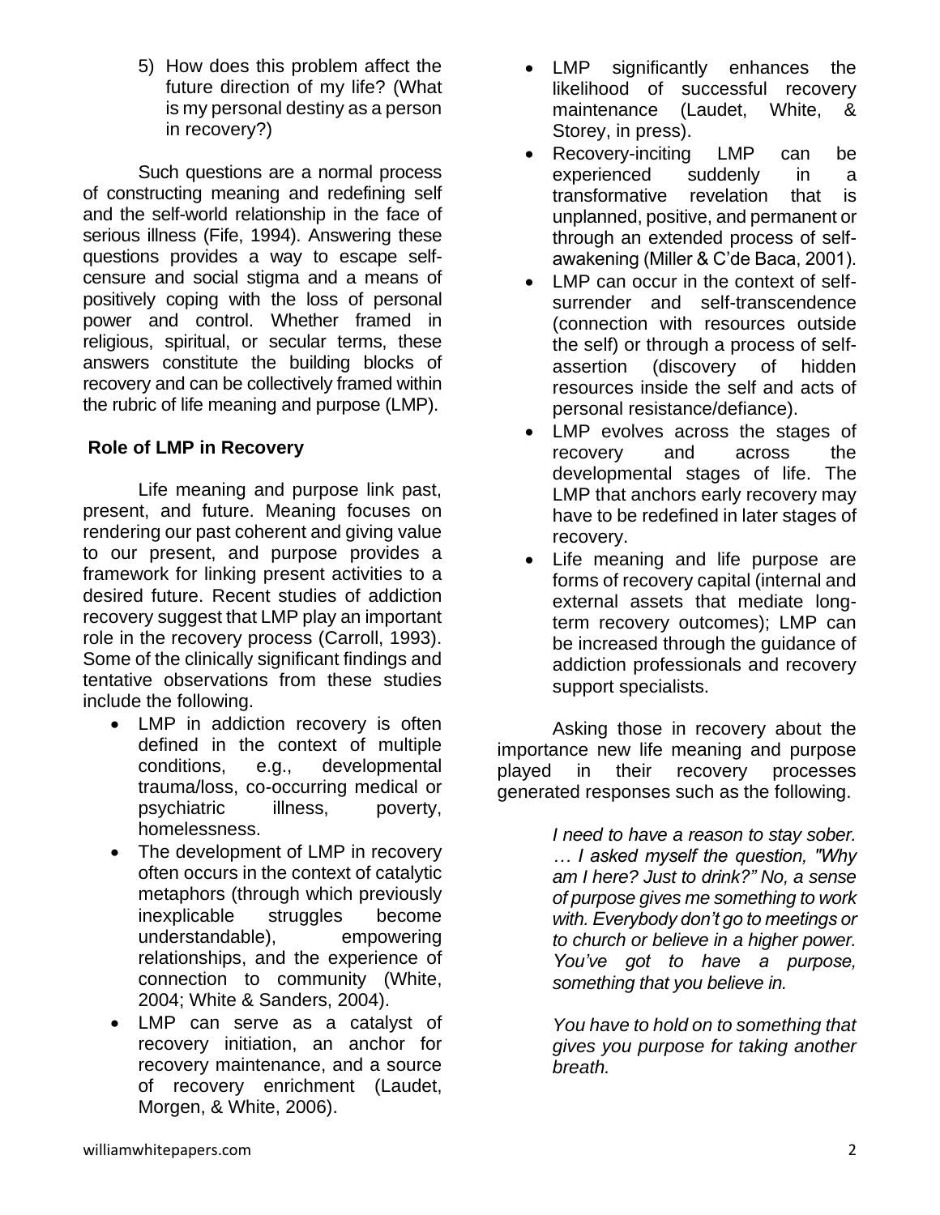5) How does this problem affect the future direction of my life? (What is my personal destiny as a person in recovery?)

Such questions are a normal process of constructing meaning and redefining self and the self-world relationship in the face of serious illness (Fife, 1994). Answering these questions provides a way to escape self-censure and social stigma and a means of positively coping with the loss of personal power and control. Whether framed in religious, spiritual, or secular terms, these answers constitute the building blocks of recovery and can be collectively framed within the rubric of life meaning and purpose (LMP).

**Role of LMP in Recovery**

Life meaning and purpose link past, present, and future. Meaning focuses on rendering our past coherent and giving value to our present, and purpose provides a framework for linking present activities to a desired future. Recent studies of addiction recovery suggest that LMP play an important role in the recovery process (Carroll, 1993). Some of the clinically significant findings and tentative observations from these studies include the following.

- LMP in addiction recovery is often defined in the context of multiple conditions, e.g., developmental trauma/loss, co-occurring medical or psychiatric illness, poverty, homelessness.
- The development of LMP in recovery often occurs in the context of catalytic metaphors (through which previously inexplicable struggles become understandable), empowering relationships, and the experience of connection to community (White, 2004; White & Sanders, 2004).
- LMP can serve as a catalyst of recovery initiation, an anchor for recovery maintenance, and a source of recovery enrichment (Laudet, Morgen, & White, 2006).
- LMP significantly enhances the likelihood of successful recovery maintenance (Laudet, White, & Storey, in press).
- Recovery-inciting LMP can be experienced suddenly in a transformative revelation that is unplanned, positive, and permanent or through an extended process of self-awakening (Miller & C'de Baca, 2001).
- LMP can occur in the context of self-surrender and self-transcendence (connection with resources outside the self) or through a process of self-assertion (discovery of hidden resources inside the self and acts of personal resistance/defiance).
- LMP evolves across the stages of recovery and across the developmental stages of life. The LMP that anchors early recovery may have to be redefined in later stages of recovery.
- Life meaning and life purpose are forms of recovery capital (internal and external assets that mediate long-term recovery outcomes); LMP can be increased through the guidance of addiction professionals and recovery support specialists.

Asking those in recovery about the importance new life meaning and purpose played in their recovery processes generated responses such as the following.

> *I need to have a reason to stay sober. … I asked myself the question, "Why am I here? Just to drink?" No, a sense of purpose gives me something to work with. Everybody don't go to meetings or to church or believe in a higher power. You've got to have a purpose, something that you believe in.*

> *You have to hold on to something that gives you purpose for taking another breath.*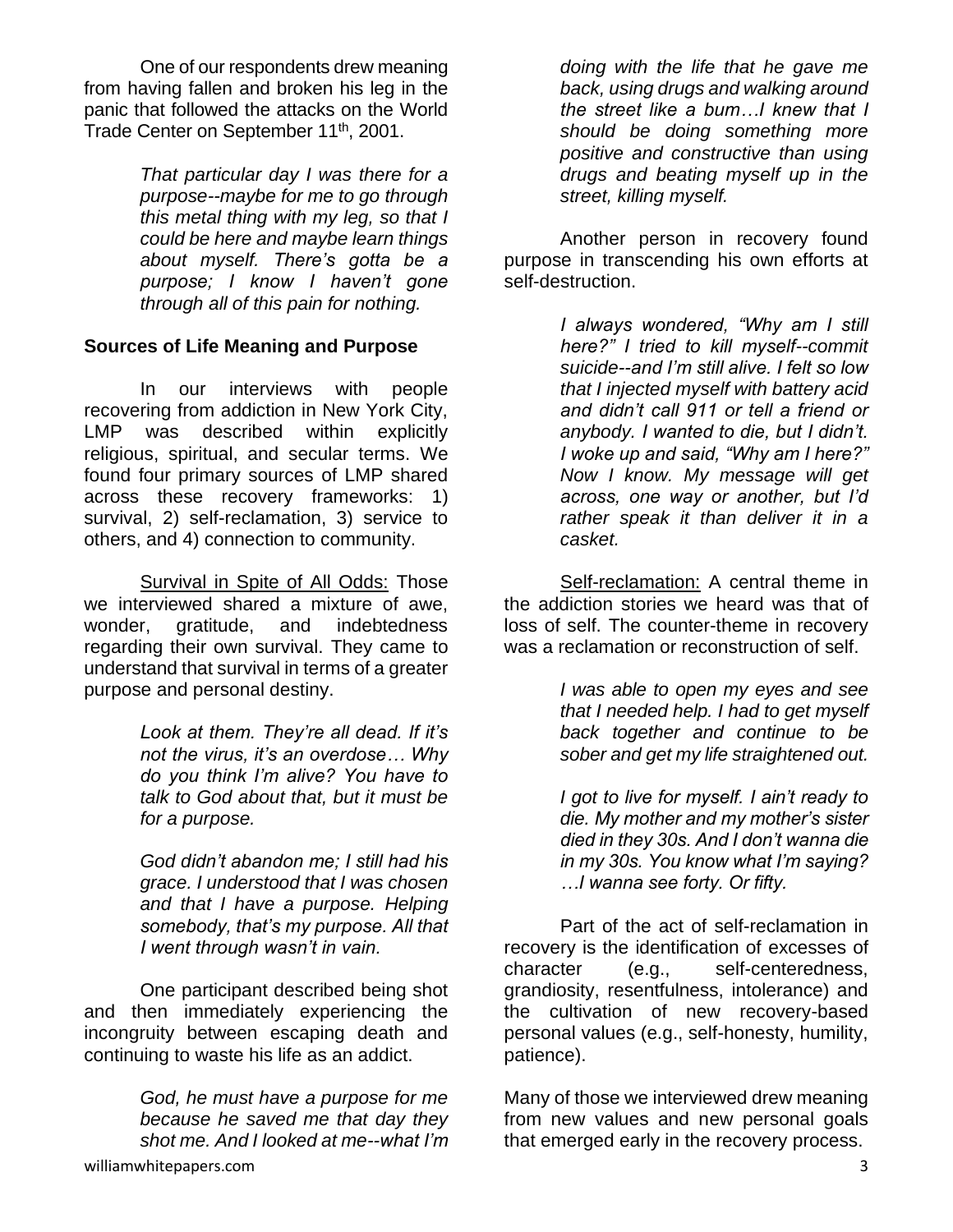One of our respondents drew meaning from having fallen and broken his leg in the panic that followed the attacks on the World Trade Center on September 11th, 2001.

> *That particular day I was there for a purpose--maybe for me to go through this metal thing with my leg, so that I could be here and maybe learn things about myself. There's gotta be a purpose; I know I haven't gone through all of this pain for nothing.*

**Sources of Life Meaning and Purpose**

In our interviews with people recovering from addiction in New York City, LMP was described within explicitly religious, spiritual, and secular terms. We found four primary sources of LMP shared across these recovery frameworks: 1) survival, 2) self-reclamation, 3) service to others, and 4) connection to community.

Survival in Spite of All Odds: Those we interviewed shared a mixture of awe, wonder, gratitude, and indebtedness regarding their own survival. They came to understand that survival in terms of a greater purpose and personal destiny.

> *Look at them. They're all dead. If it's not the virus, it's an overdose… Why do you think I'm alive? You have to talk to God about that, but it must be for a purpose.*

> *God didn't abandon me; I still had his grace. I understood that I was chosen and that I have a purpose. Helping somebody, that's my purpose. All that I went through wasn't in vain.*

One participant described being shot and then immediately experiencing the incongruity between escaping death and continuing to waste his life as an addict.

> *God, he must have a purpose for me because he saved me that day they shot me. And I looked at me--what I'm doing with the life that he gave me back, using drugs and walking around the street like a bum…I knew that I should be doing something more positive and constructive than using drugs and beating myself up in the street, killing myself.*

Another person in recovery found purpose in transcending his own efforts at self-destruction.

> *I always wondered, "Why am I still here?" I tried to kill myself--commit suicide--and I'm still alive. I felt so low that I injected myself with battery acid and didn't call 911 or tell a friend or anybody. I wanted to die, but I didn't. I woke up and said, "Why am I here?" Now I know. My message will get across, one way or another, but I'd rather speak it than deliver it in a casket.*

Self-reclamation: A central theme in the addiction stories we heard was that of loss of self. The counter-theme in recovery was a reclamation or reconstruction of self.

> *I was able to open my eyes and see that I needed help. I had to get myself back together and continue to be sober and get my life straightened out.*

> *I got to live for myself. I ain't ready to die. My mother and my mother's sister died in they 30s. And I don't wanna die in my 30s. You know what I'm saying? …I wanna see forty. Or fifty.*

Part of the act of self-reclamation in recovery is the identification of excesses of character (e.g., self-centeredness, grandiosity, resentfulness, intolerance) and the cultivation of new recovery-based personal values (e.g., self-honesty, humility, patience).

Many of those we interviewed drew meaning from new values and new personal goals that emerged early in the recovery process.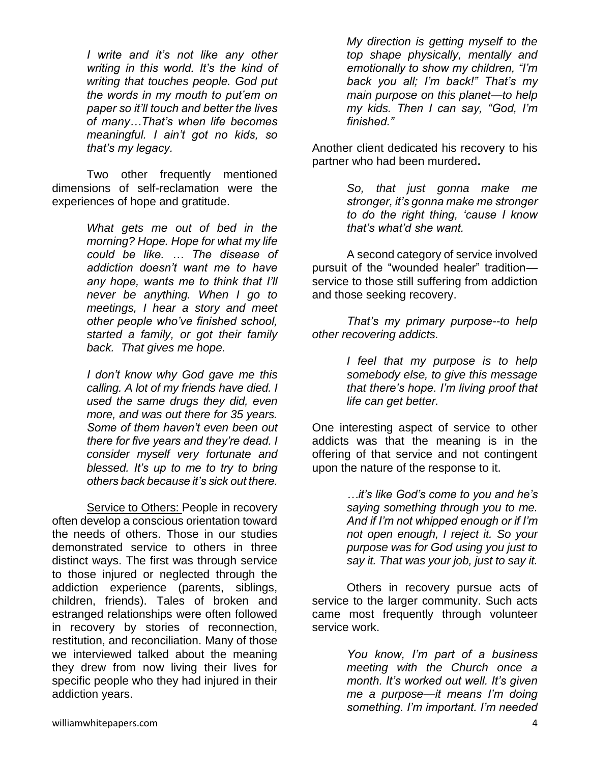> *I write and it's not like any other writing in this world. It's the kind of writing that touches people. God put the words in my mouth to put'em on paper so it'll touch and better the lives of many…That's when life becomes meaningful. I ain't got no kids, so that's my legacy.*

Two other frequently mentioned dimensions of self-reclamation were the experiences of hope and gratitude.

> *What gets me out of bed in the morning? Hope. Hope for what my life could be like. … The disease of addiction doesn't want me to have any hope, wants me to think that I'll never be anything. When I go to meetings, I hear a story and meet other people who've finished school, started a family, or got their family back. That gives me hope.*

> *I don't know why God gave me this calling. A lot of my friends have died. I used the same drugs they did, even more, and was out there for 35 years. Some of them haven't even been out there for five years and they're dead. I consider myself very fortunate and blessed. It's up to me to try to bring others back because it's sick out there.*

Service to Others: People in recovery often develop a conscious orientation toward the needs of others. Those in our studies demonstrated service to others in three distinct ways. The first was through service to those injured or neglected through the addiction experience (parents, siblings, children, friends). Tales of broken and estranged relationships were often followed in recovery by stories of reconnection, restitution, and reconciliation. Many of those we interviewed talked about the meaning they drew from now living their lives for specific people who they had injured in their addiction years.

> *My direction is getting myself to the top shape physically, mentally and emotionally to show my children, "I'm back you all; I'm back!" That's my main purpose on this planet—to help my kids. Then I can say, "God, I'm finished."*

Another client dedicated his recovery to his partner who had been murdered**.**

> *So, that just gonna make me stronger, it's gonna make me stronger to do the right thing, 'cause I know that's what'd she want.*

A second category of service involved pursuit of the "wounded healer" tradition—service to those still suffering from addiction and those seeking recovery.

*That's my primary purpose--to help other recovering addicts.*

> *I feel that my purpose is to help somebody else, to give this message that there's hope. I'm living proof that life can get better.*

One interesting aspect of service to other addicts was that the meaning is in the offering of that service and not contingent upon the nature of the response to it.

> *…it's like God's come to you and he's saying something through you to me. And if I'm not whipped enough or if I'm not open enough, I reject it. So your purpose was for God using you just to say it. That was your job, just to say it.*

Others in recovery pursue acts of service to the larger community. Such acts came most frequently through volunteer service work.

> *You know, I'm part of a business meeting with the Church once a month. It's worked out well. It's given me a purpose—it means I'm doing something. I'm important. I'm needed*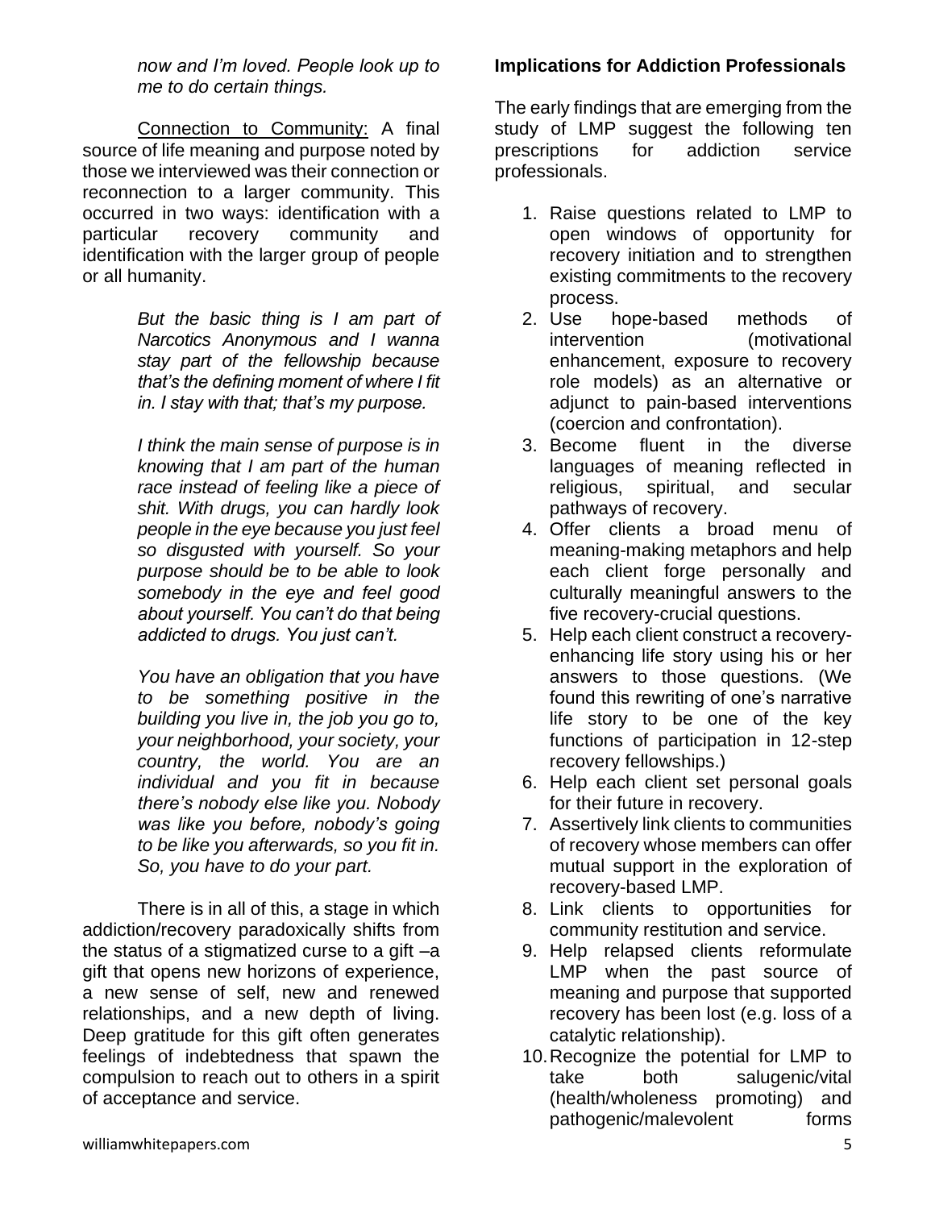*now and I'm loved. People look up to me to do certain things.*

Connection to Community: A final source of life meaning and purpose noted by those we interviewed was their connection or reconnection to a larger community. This occurred in two ways: identification with a particular recovery community and identification with the larger group of people or all humanity.

> *But the basic thing is I am part of Narcotics Anonymous and I wanna stay part of the fellowship because that's the defining moment of where I fit in. I stay with that; that's my purpose.*
>
> *I think the main sense of purpose is in knowing that I am part of the human race instead of feeling like a piece of shit. With drugs, you can hardly look people in the eye because you just feel so disgusted with yourself. So your purpose should be to be able to look somebody in the eye and feel good about yourself. You can't do that being addicted to drugs. You just can't.*
>
> *You have an obligation that you have to be something positive in the building you live in, the job you go to, your neighborhood, your society, your country, the world. You are an individual and you fit in because there's nobody else like you. Nobody was like you before, nobody's going to be like you afterwards, so you fit in. So, you have to do your part.*

There is in all of this, a stage in which addiction/recovery paradoxically shifts from the status of a stigmatized curse to a gift –a gift that opens new horizons of experience, a new sense of self, new and renewed relationships, and a new depth of living. Deep gratitude for this gift often generates feelings of indebtedness that spawn the compulsion to reach out to others in a spirit of acceptance and service.

**Implications for Addiction Professionals**

The early findings that are emerging from the study of LMP suggest the following ten prescriptions for addiction service professionals.

1. Raise questions related to LMP to open windows of opportunity for recovery initiation and to strengthen existing commitments to the recovery process.
2. Use hope-based methods of intervention (motivational enhancement, exposure to recovery role models) as an alternative or adjunct to pain-based interventions (coercion and confrontation).
3. Become fluent in the diverse languages of meaning reflected in religious, spiritual, and secular pathways of recovery.
4. Offer clients a broad menu of meaning-making metaphors and help each client forge personally and culturally meaningful answers to the five recovery-crucial questions.
5. Help each client construct a recovery-enhancing life story using his or her answers to those questions. (We found this rewriting of one's narrative life story to be one of the key functions of participation in 12-step recovery fellowships.)
6. Help each client set personal goals for their future in recovery.
7. Assertively link clients to communities of recovery whose members can offer mutual support in the exploration of recovery-based LMP.
8. Link clients to opportunities for community restitution and service.
9. Help relapsed clients reformulate LMP when the past source of meaning and purpose that supported recovery has been lost (e.g. loss of a catalytic relationship).
10. Recognize the potential for LMP to take both salugenic/vital (health/wholeness promoting) and pathogenic/malevolent forms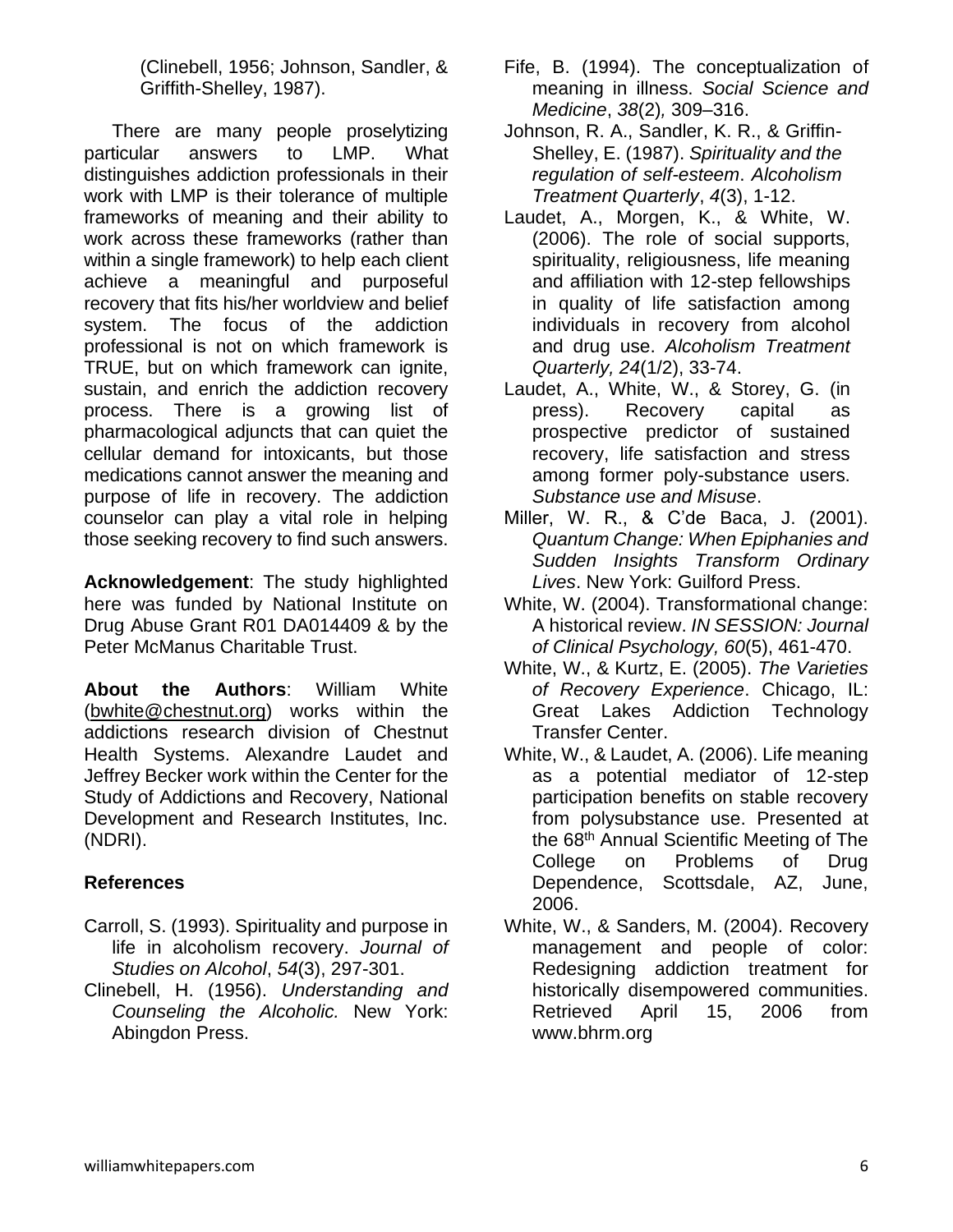(Clinebell, 1956; Johnson, Sandler, & Griffith-Shelley, 1987).

There are many people proselytizing particular answers to LMP. What distinguishes addiction professionals in their work with LMP is their tolerance of multiple frameworks of meaning and their ability to work across these frameworks (rather than within a single framework) to help each client achieve a meaningful and purposeful recovery that fits his/her worldview and belief system. The focus of the addiction professional is not on which framework is TRUE, but on which framework can ignite, sustain, and enrich the addiction recovery process. There is a growing list of pharmacological adjuncts that can quiet the cellular demand for intoxicants, but those medications cannot answer the meaning and purpose of life in recovery. The addiction counselor can play a vital role in helping those seeking recovery to find such answers.

**Acknowledgement**: The study highlighted here was funded by National Institute on Drug Abuse Grant R01 DA014409 & by the Peter McManus Charitable Trust.

**About the Authors**: William White (bwhite@chestnut.org) works within the addictions research division of Chestnut Health Systems. Alexandre Laudet and Jeffrey Becker work within the Center for the Study of Addictions and Recovery, National Development and Research Institutes, Inc. (NDRI).

## References

Carroll, S. (1993). Spirituality and purpose in life in alcoholism recovery. *Journal of Studies on Alcohol*, *54*(3), 297-301.

Clinebell, H. (1956). *Understanding and Counseling the Alcoholic.* New York: Abingdon Press.

Fife, B. (1994). The conceptualization of meaning in illness. *Social Science and Medicine*, *38*(2)*,* 309–316.

Johnson, R. A., Sandler, K. R., & Griffin-Shelley, E. (1987). *Spirituality and the regulation of self-esteem*. *Alcoholism Treatment Quarterly*, *4*(3), 1-12.

Laudet, A., Morgen, K., & White, W. (2006). The role of social supports, spirituality, religiousness, life meaning and affiliation with 12-step fellowships in quality of life satisfaction among individuals in recovery from alcohol and drug use. *Alcoholism Treatment Quarterly, 24*(1/2), 33-74.

Laudet, A., White, W., & Storey, G. (in press). Recovery capital as prospective predictor of sustained recovery, life satisfaction and stress among former poly-substance users. *Substance use and Misuse*.

Miller, W. R., & C'de Baca, J. (2001). *Quantum Change: When Epiphanies and Sudden Insights Transform Ordinary Lives*. New York: Guilford Press.

White, W. (2004). Transformational change: A historical review. *IN SESSION: Journal of Clinical Psychology, 60*(5), 461-470.

White, W., & Kurtz, E. (2005). *The Varieties of Recovery Experience*. Chicago, IL: Great Lakes Addiction Technology Transfer Center.

White, W., & Laudet, A. (2006). Life meaning as a potential mediator of 12-step participation benefits on stable recovery from polysubstance use. Presented at the 68th Annual Scientific Meeting of The College on Problems of Drug Dependence, Scottsdale, AZ, June, 2006.

White, W., & Sanders, M. (2004). Recovery management and people of color: Redesigning addiction treatment for historically disempowered communities. Retrieved April 15, 2006 from www.bhrm.org